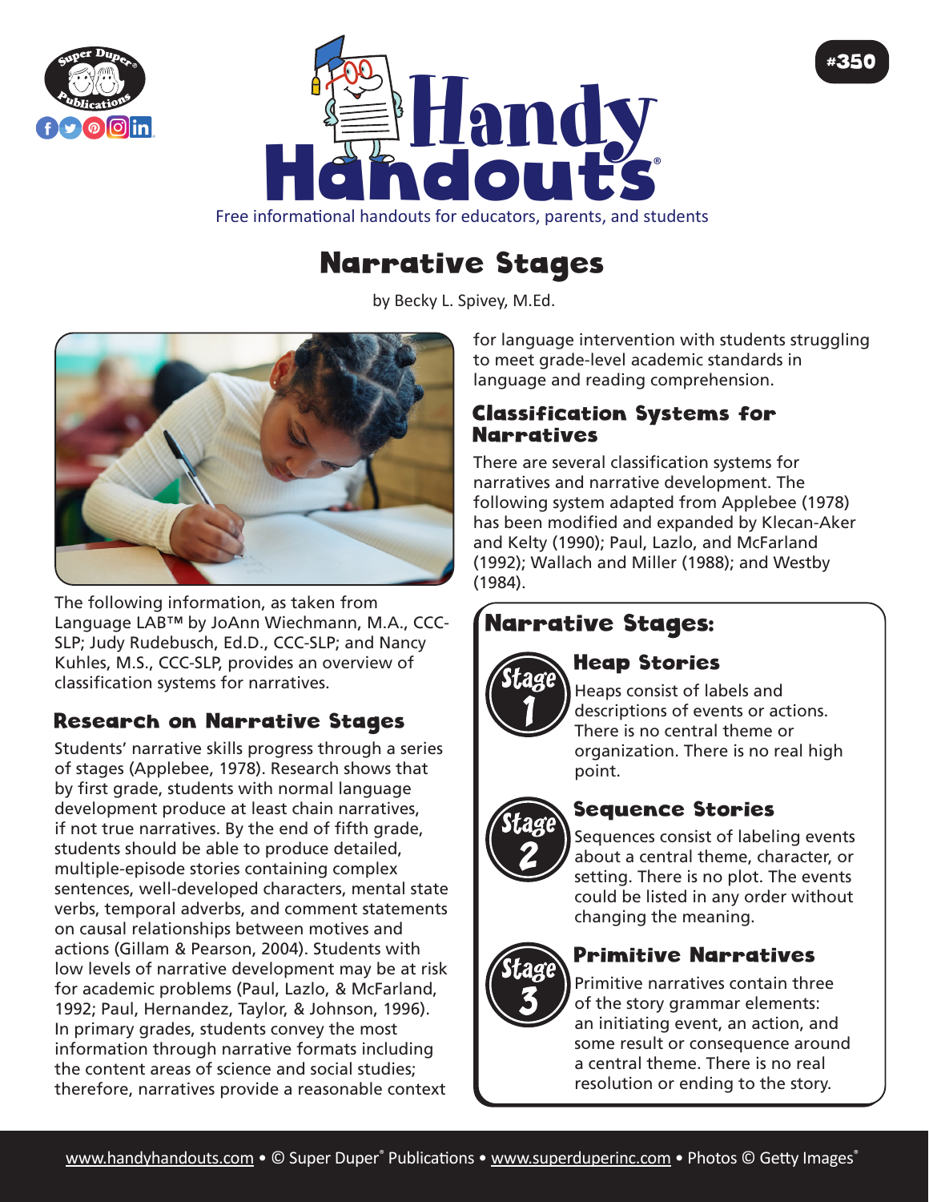# Handy Handouts®

Free informational handouts for educators, parents, and students

#350

## Narrative Stages

by Becky L. Spivey, M.Ed.

The following information, as taken from Language LAB™ by JoAnn Wiechmann, M.A., CCC-SLP; Judy Rudebusch, Ed.D., CCC-SLP; and Nancy Kuhles, M.S., CCC-SLP, provides an overview of classification systems for narratives.

### Research on Narrative Stages

Students' narrative skills progress through a series of stages (Applebee, 1978). Research shows that by first grade, students with normal language development produce at least chain narratives, if not true narratives. By the end of fifth grade, students should be able to produce detailed, multiple-episode stories containing complex sentences, well-developed characters, mental state verbs, temporal adverbs, and comment statements on causal relationships between motives and actions (Gillam & Pearson, 2004). Students with low levels of narrative development may be at risk for academic problems (Paul, Lazlo, & McFarland, 1992; Paul, Hernandez, Taylor, & Johnson, 1996). In primary grades, students convey the most information through narrative formats including the content areas of science and social studies; therefore, narratives provide a reasonable context for language intervention with students struggling to meet grade-level academic standards in language and reading comprehension.

### Classification Systems for Narratives

There are several classification systems for narratives and narrative development. The following system adapted from Applebee (1978) has been modified and expanded by Klecan-Aker and Kelty (1990); Paul, Lazlo, and McFarland (1992); Wallach and Miller (1988); and Westby (1984).

### Narrative Stages:

**Stage 1 – Heap Stories**

Heaps consist of labels and descriptions of events or actions. There is no central theme or organization. There is no real high point.

**Stage 2 – Sequence Stories**

Sequences consist of labeling events about a central theme, character, or setting. There is no plot. The events could be listed in any order without changing the meaning.

**Stage 3 – Primitive Narratives**

Primitive narratives contain three of the story grammar elements: an initiating event, an action, and some result or consequence around a central theme. There is no real resolution or ending to the story.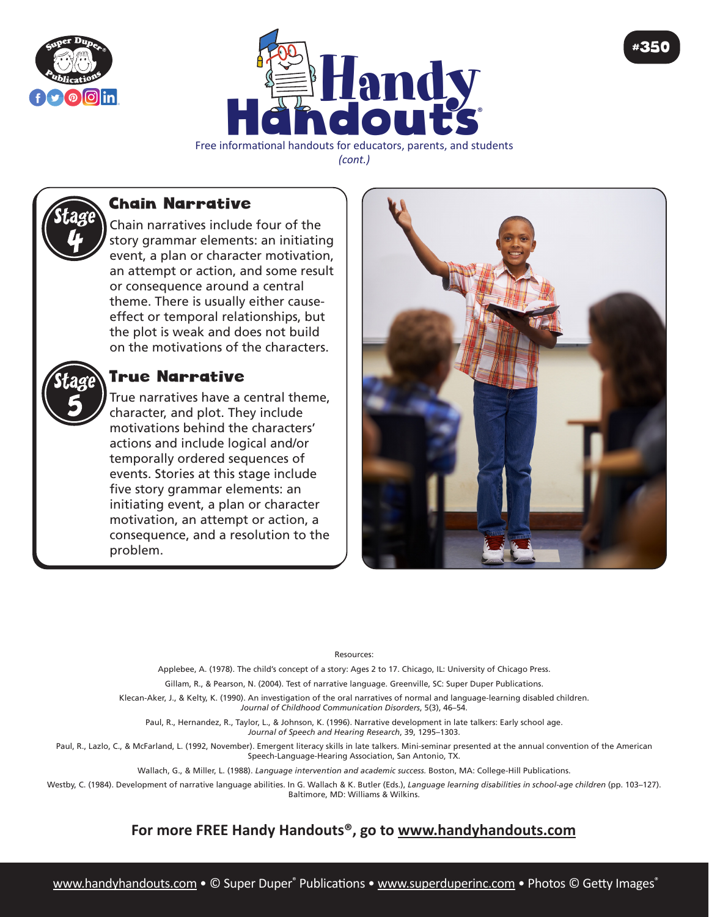*(cont.)*

## Stage 4

### Chain Narrative

Chain narratives include four of the story grammar elements: an initiating event, a plan or character motivation, an attempt or action, and some result or consequence around a central theme. There is usually either cause-effect or temporal relationships, but the plot is weak and does not build on the motivations of the characters.

## Stage 5

### True Narrative

True narratives have a central theme, character, and plot. They include motivations behind the characters' actions and include logical and/or temporally ordered sequences of events. Stories at this stage include five story grammar elements: an initiating event, a plan or character motivation, an attempt or action, a consequence, and a resolution to the problem.

Resources:

Applebee, A. (1978). The child's concept of a story: Ages 2 to 17. Chicago, IL: University of Chicago Press.

Gillam, R., & Pearson, N. (2004). Test of narrative language. Greenville, SC: Super Duper Publications.

Klecan-Aker, J., & Kelty, K. (1990). An investigation of the oral narratives of normal and language-learning disabled children. *Journal of Childhood Communication Disorders*, 5(3), 46–54.

Paul, R., Hernandez, R., Taylor, L., & Johnson, K. (1996). Narrative development in late talkers: Early school age. *Journal of Speech and Hearing Research*, 39, 1295–1303.

Paul, R., Lazlo, C., & McFarland, L. (1992, November). Emergent literacy skills in late talkers. Mini-seminar presented at the annual convention of the American Speech-Language-Hearing Association, San Antonio, TX.

Wallach, G., & Miller, L. (1988). *Language intervention and academic success.* Boston, MA: College-Hill Publications.

Westby, C. (1984). Development of narrative language abilities. In G. Wallach & K. Butler (Eds.), *Language learning disabilities in school-age children* (pp. 103–127). Baltimore, MD: Williams & Wilkins.

**For more FREE Handy Handouts®, go to www.handyhandouts.com**